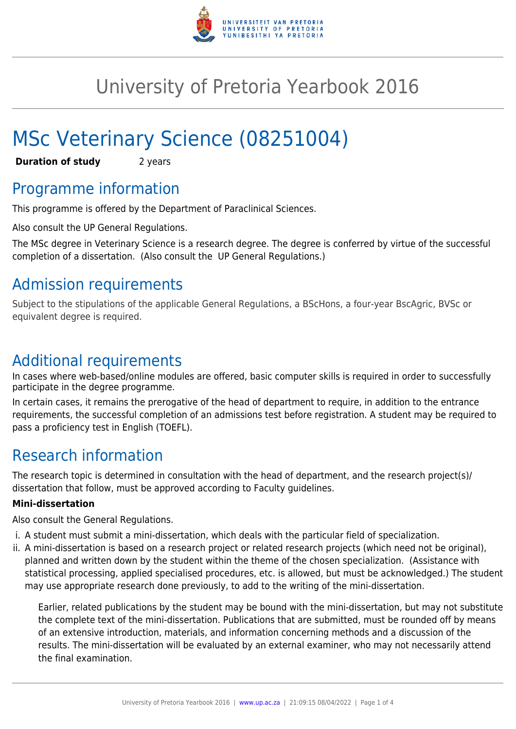# University of Pretoria Yearbook 2016

# MSc Veterinary Science (08251004)

**Duration of study** 2 years

## Programme information

This programme is offered by the Department of Paraclinical Sciences.

Also consult the UP General Regulations.

The MSc degree in Veterinary Science is a research degree. The degree is conferred by virtue of the successful completion of a dissertation. (Also consult the UP General Regulations.)

## Admission requirements

Subject to the stipulations of the applicable General Regulations, a BScHons, a four-year BscAgric, BVSc or equivalent degree is required.

## Additional requirements

In cases where web-based/online modules are offered, basic computer skills is required in order to successfully participate in the degree programme.

In certain cases, it remains the prerogative of the head of department to require, in addition to the entrance requirements, the successful completion of an admissions test before registration. A student may be required to pass a proficiency test in English (TOEFL).

## Research information

The research topic is determined in consultation with the head of department, and the research project(s)/ dissertation that follow, must be approved according to Faculty guidelines.

**Mini-dissertation**

Also consult the General Regulations.

i. A student must submit a mini-dissertation, which deals with the particular field of specialization.
ii. A mini-dissertation is based on a research project or related research projects (which need not be original), planned and written down by the student within the theme of the chosen specialization. (Assistance with statistical processing, applied specialised procedures, etc. is allowed, but must be acknowledged.) The student may use appropriate research done previously, to add to the writing of the mini-dissertation.

   Earlier, related publications by the student may be bound with the mini-dissertation, but may not substitute the complete text of the mini-dissertation. Publications that are submitted, must be rounded off by means of an extensive introduction, materials, and information concerning methods and a discussion of the results. The mini-dissertation will be evaluated by an external examiner, who may not necessarily attend the final examination.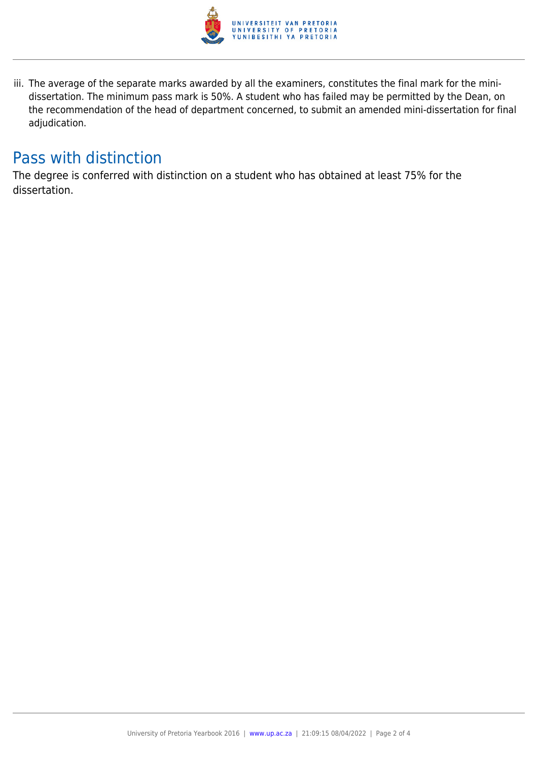iii. The average of the separate marks awarded by all the examiners, constitutes the final mark for the mini-dissertation. The minimum pass mark is 50%. A student who has failed may be permitted by the Dean, on the recommendation of the head of department concerned, to submit an amended mini-dissertation for final adjudication.

## Pass with distinction

The degree is conferred with distinction on a student who has obtained at least 75% for the dissertation.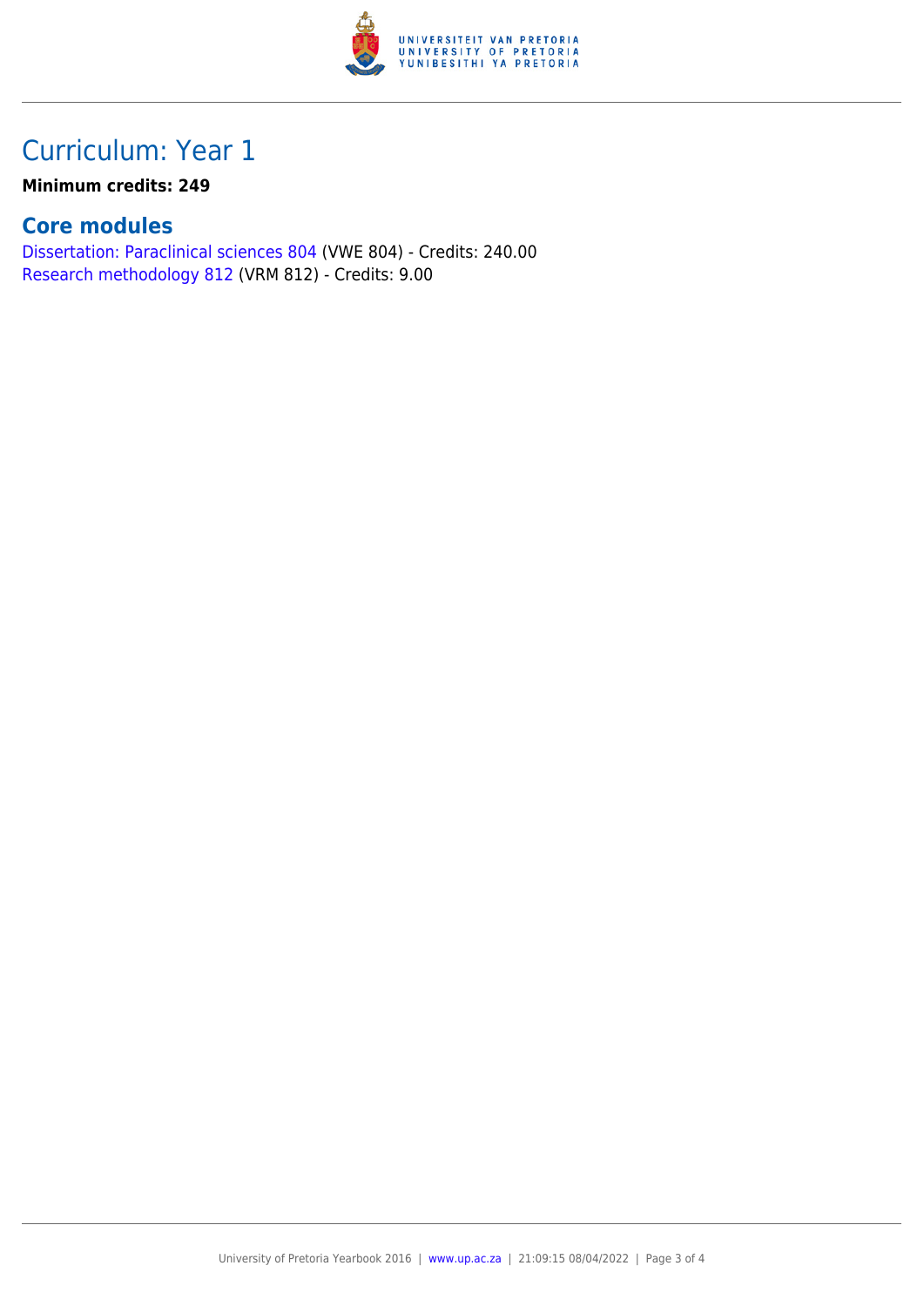# Curriculum: Year 1

**Minimum credits: 249**

## Core modules

Dissertation: Paraclinical sciences 804 (VWE 804) - Credits: 240.00
Research methodology 812 (VRM 812) - Credits: 9.00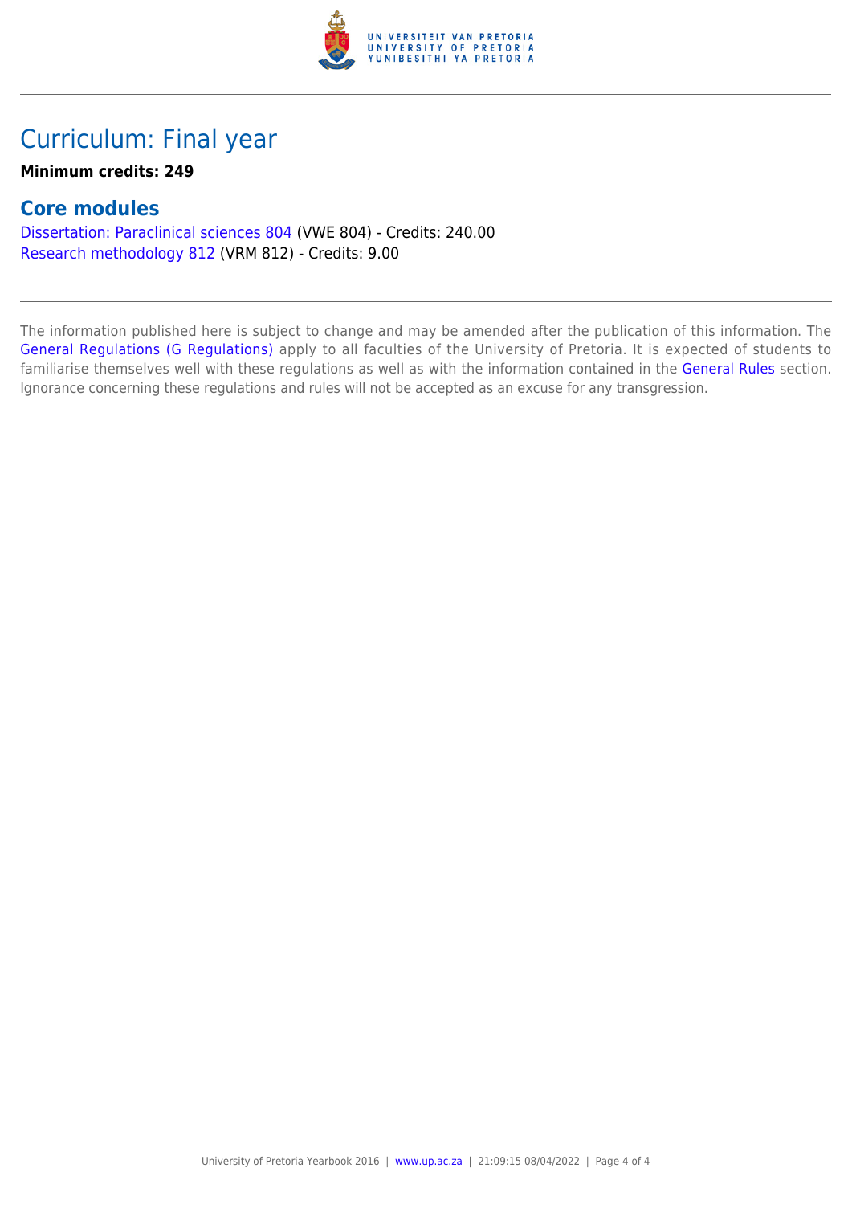# Curriculum: Final year

**Minimum credits: 249**

## Core modules

Dissertation: Paraclinical sciences 804 (VWE 804) - Credits: 240.00
Research methodology 812 (VRM 812) - Credits: 9.00

The information published here is subject to change and may be amended after the publication of this information. The General Regulations (G Regulations) apply to all faculties of the University of Pretoria. It is expected of students to familiarise themselves well with these regulations as well as with the information contained in the General Rules section. Ignorance concerning these regulations and rules will not be accepted as an excuse for any transgression.